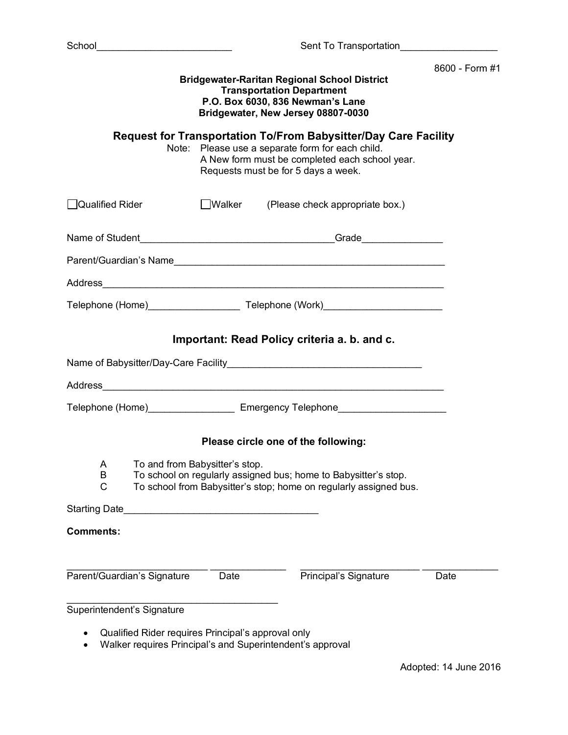School_________________________ Sent To Transportation__________________

8600 - Form #1

**Bridgewater-Raritan Regional School District**
**Transportation Department**
**P.O. Box 6030, 836 Newman's Lane**
**Bridgewater, New Jersey 08807-0030**

## Request for Transportation To/From Babysitter/Day Care Facility

Note: Please use a separate form for each child.
A New form must be completed each school year.
Requests must be for 5 days a week.

☐ Qualified Rider ☐ Walker (Please check appropriate box.)

Name of Student____________________________________Grade______________

Parent/Guardian's Name__________________________________________________

Address______________________________________________________________

Telephone (Home)________________ Telephone (Work)_____________________

### Important: Read Policy criteria a. b. and c.

Name of Babysitter/Day-Care Facility____________________________________

Address______________________________________________________________

Telephone (Home)_______________ Emergency Telephone___________________

### Please circle one of the following:

A To and from Babysitter's stop.
B To school on regularly assigned bus; home to Babysitter's stop.
C To school from Babysitter's stop; home on regularly assigned bus.

Starting Date___________________________________

**Comments:**

___________________________ ______________ ______________________ ______________
Parent/Guardian's Signature Date Principal's Signature Date

________________________________________
Superintendent's Signature

- Qualified Rider requires Principal's approval only
- Walker requires Principal's and Superintendent's approval

Adopted: 14 June 2016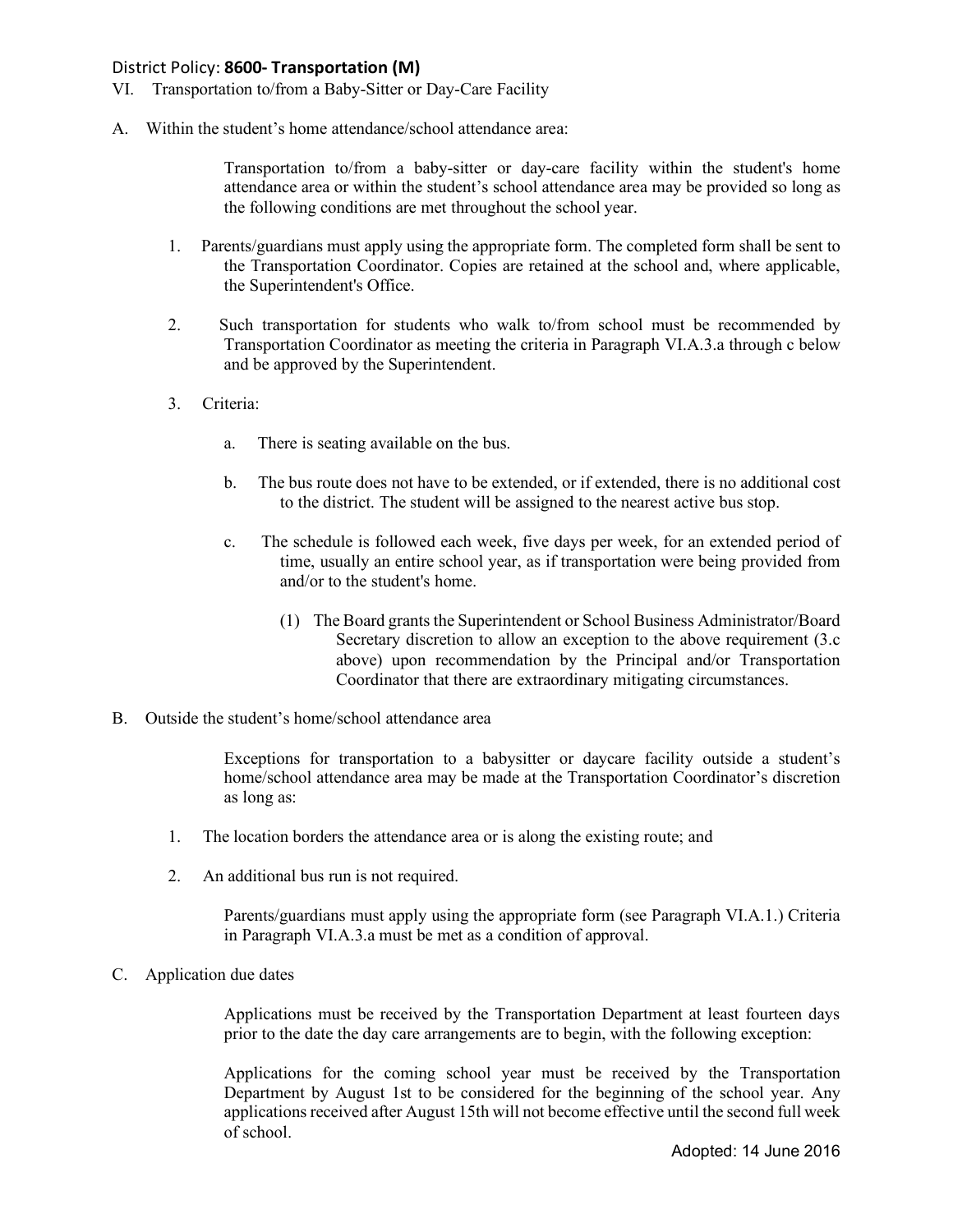District Policy: **8600- Transportation (M)**

VI. Transportation to/from a Baby-Sitter or Day-Care Facility

A. Within the student's home attendance/school attendance area:

Transportation to/from a baby-sitter or day-care facility within the student's home attendance area or within the student's school attendance area may be provided so long as the following conditions are met throughout the school year.

1. Parents/guardians must apply using the appropriate form. The completed form shall be sent to the Transportation Coordinator. Copies are retained at the school and, where applicable, the Superintendent's Office.

2. Such transportation for students who walk to/from school must be recommended by Transportation Coordinator as meeting the criteria in Paragraph VI.A.3.a through c below and be approved by the Superintendent.

3. Criteria:

   a. There is seating available on the bus.

   b. The bus route does not have to be extended, or if extended, there is no additional cost to the district. The student will be assigned to the nearest active bus stop.

   c. The schedule is followed each week, five days per week, for an extended period of time, usually an entire school year, as if transportation were being provided from and/or to the student's home.

      (1) The Board grants the Superintendent or School Business Administrator/Board Secretary discretion to allow an exception to the above requirement (3.c above) upon recommendation by the Principal and/or Transportation Coordinator that there are extraordinary mitigating circumstances.

B. Outside the student's home/school attendance area

Exceptions for transportation to a babysitter or daycare facility outside a student's home/school attendance area may be made at the Transportation Coordinator's discretion as long as:

1. The location borders the attendance area or is along the existing route; and

2. An additional bus run is not required.

Parents/guardians must apply using the appropriate form (see Paragraph VI.A.1.) Criteria in Paragraph VI.A.3.a must be met as a condition of approval.

C. Application due dates

Applications must be received by the Transportation Department at least fourteen days prior to the date the day care arrangements are to begin, with the following exception:

Applications for the coming school year must be received by the Transportation Department by August 1st to be considered for the beginning of the school year. Any applications received after August 15th will not become effective until the second full week of school.

Adopted: 14 June 2016